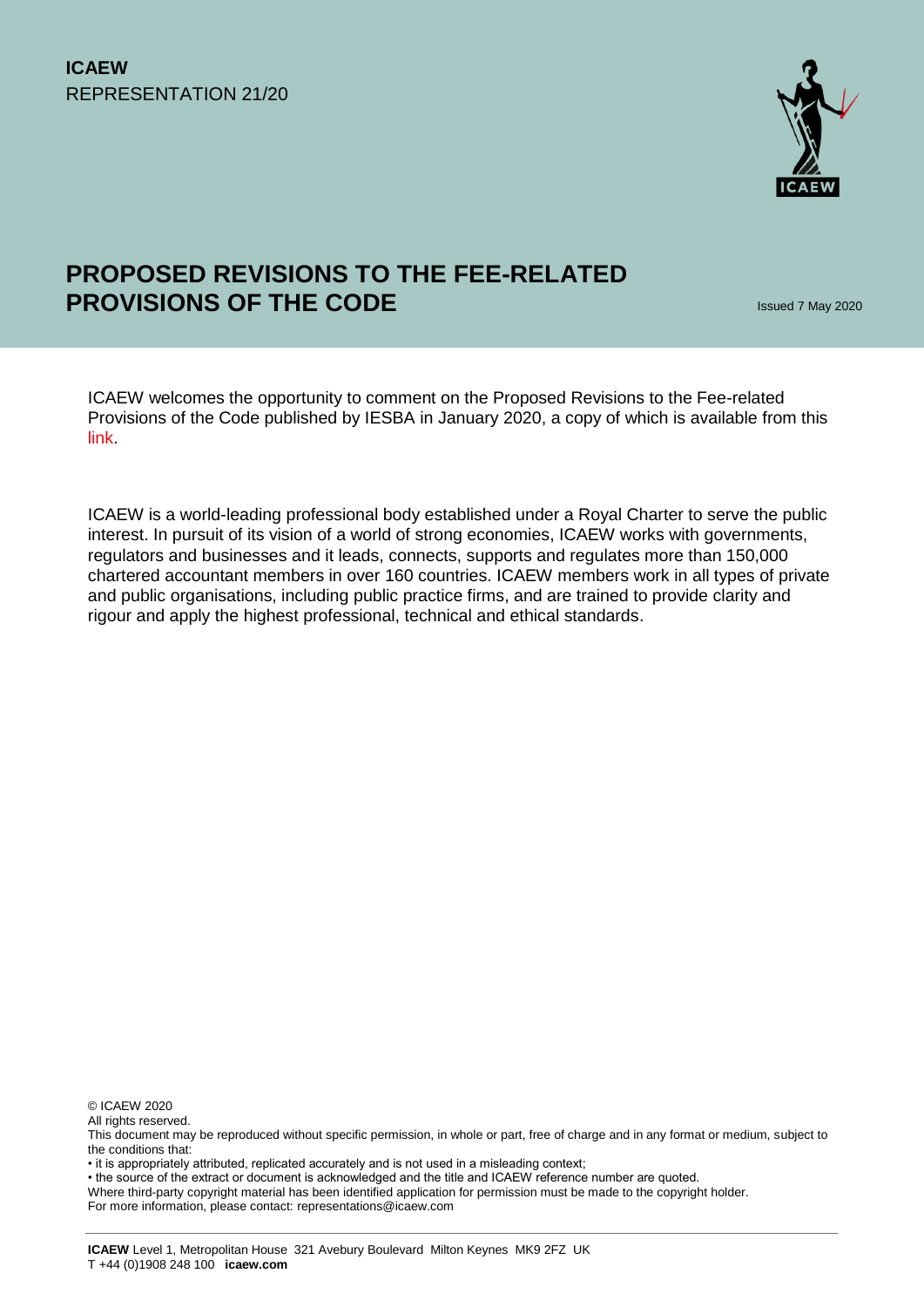**ICAEW**
REPRESENTATION 21/20

# PROPOSED REVISIONS TO THE FEE-RELATED PROVISIONS OF THE CODE

Issued 7 May 2020

ICAEW welcomes the opportunity to comment on the Proposed Revisions to the Fee-related Provisions of the Code published by IESBA in January 2020, a copy of which is available from this link.

ICAEW is a world-leading professional body established under a Royal Charter to serve the public interest. In pursuit of its vision of a world of strong economies, ICAEW works with governments, regulators and businesses and it leads, connects, supports and regulates more than 150,000 chartered accountant members in over 160 countries. ICAEW members work in all types of private and public organisations, including public practice firms, and are trained to provide clarity and rigour and apply the highest professional, technical and ethical standards.

© ICAEW 2020
All rights reserved.
This document may be reproduced without specific permission, in whole or part, free of charge and in any format or medium, subject to the conditions that:
• it is appropriately attributed, replicated accurately and is not used in a misleading context;
• the source of the extract or document is acknowledged and the title and ICAEW reference number are quoted.
Where third-party copyright material has been identified application for permission must be made to the copyright holder.
For more information, please contact: representations@icaew.com

**ICAEW** Level 1, Metropolitan House 321 Avebury Boulevard Milton Keynes MK9 2FZ UK
T +44 (0)1908 248 100 **icaew.com**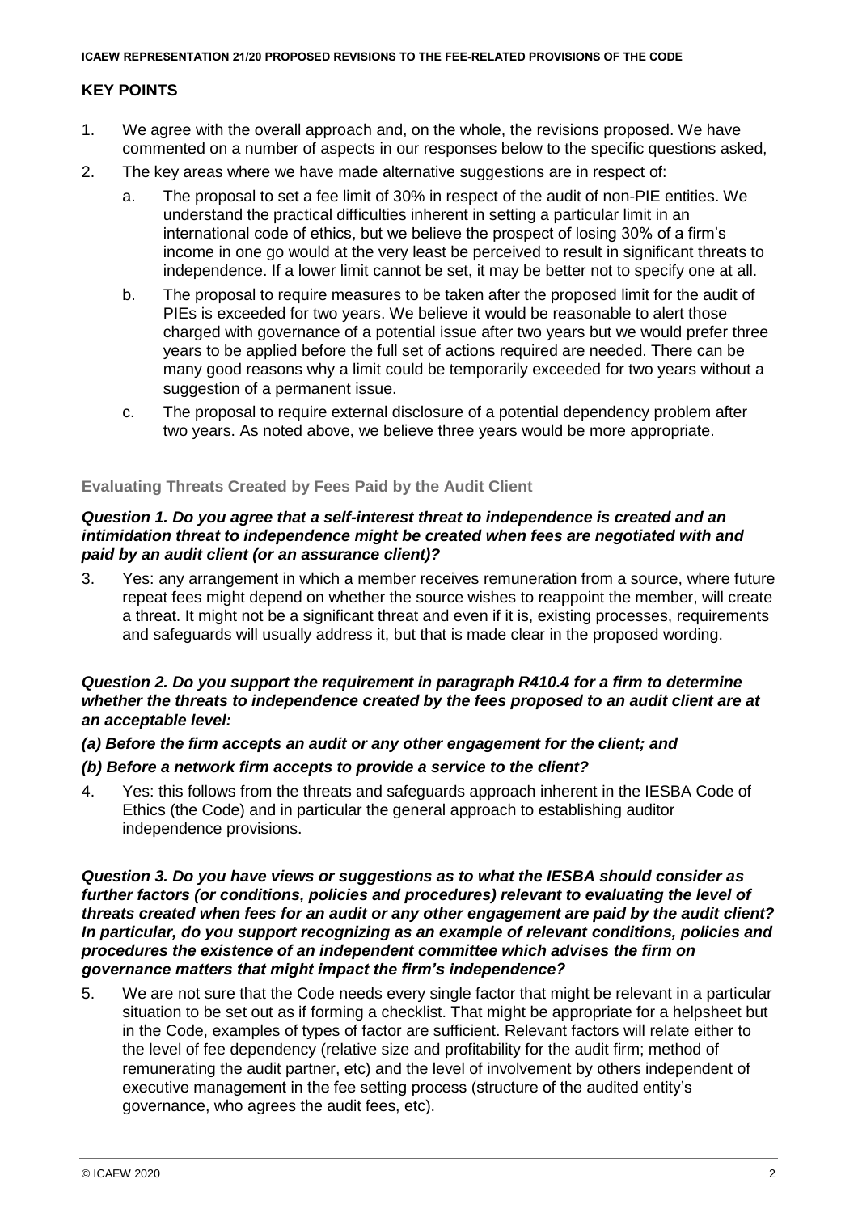## KEY POINTS

1. We agree with the overall approach and, on the whole, the revisions proposed. We have commented on a number of aspects in our responses below to the specific questions asked,
2. The key areas where we have made alternative suggestions are in respect of:
   a. The proposal to set a fee limit of 30% in respect of the audit of non-PIE entities. We understand the practical difficulties inherent in setting a particular limit in an international code of ethics, but we believe the prospect of losing 30% of a firm's income in one go would at the very least be perceived to result in significant threats to independence. If a lower limit cannot be set, it may be better not to specify one at all.
   b. The proposal to require measures to be taken after the proposed limit for the audit of PIEs is exceeded for two years. We believe it would be reasonable to alert those charged with governance of a potential issue after two years but we would prefer three years to be applied before the full set of actions required are needed. There can be many good reasons why a limit could be temporarily exceeded for two years without a suggestion of a permanent issue.
   c. The proposal to require external disclosure of a potential dependency problem after two years. As noted above, we believe three years would be more appropriate.

### Evaluating Threats Created by Fees Paid by the Audit Client

***Question 1. Do you agree that a self-interest threat to independence is created and an intimidation threat to independence might be created when fees are negotiated with and paid by an audit client (or an assurance client)?***

3. Yes: any arrangement in which a member receives remuneration from a source, where future repeat fees might depend on whether the source wishes to reappoint the member, will create a threat. It might not be a significant threat and even if it is, existing processes, requirements and safeguards will usually address it, but that is made clear in the proposed wording.

***Question 2. Do you support the requirement in paragraph R410.4 for a firm to determine whether the threats to independence created by the fees proposed to an audit client are at an acceptable level:***

***(a) Before the firm accepts an audit or any other engagement for the client; and***

***(b) Before a network firm accepts to provide a service to the client?***

4. Yes: this follows from the threats and safeguards approach inherent in the IESBA Code of Ethics (the Code) and in particular the general approach to establishing auditor independence provisions.

***Question 3. Do you have views or suggestions as to what the IESBA should consider as further factors (or conditions, policies and procedures) relevant to evaluating the level of threats created when fees for an audit or any other engagement are paid by the audit client? In particular, do you support recognizing as an example of relevant conditions, policies and procedures the existence of an independent committee which advises the firm on governance matters that might impact the firm's independence?***

5. We are not sure that the Code needs every single factor that might be relevant in a particular situation to be set out as if forming a checklist. That might be appropriate for a helpsheet but in the Code, examples of types of factor are sufficient. Relevant factors will relate either to the level of fee dependency (relative size and profitability for the audit firm; method of remunerating the audit partner, etc) and the level of involvement by others independent of executive management in the fee setting process (structure of the audited entity's governance, who agrees the audit fees, etc).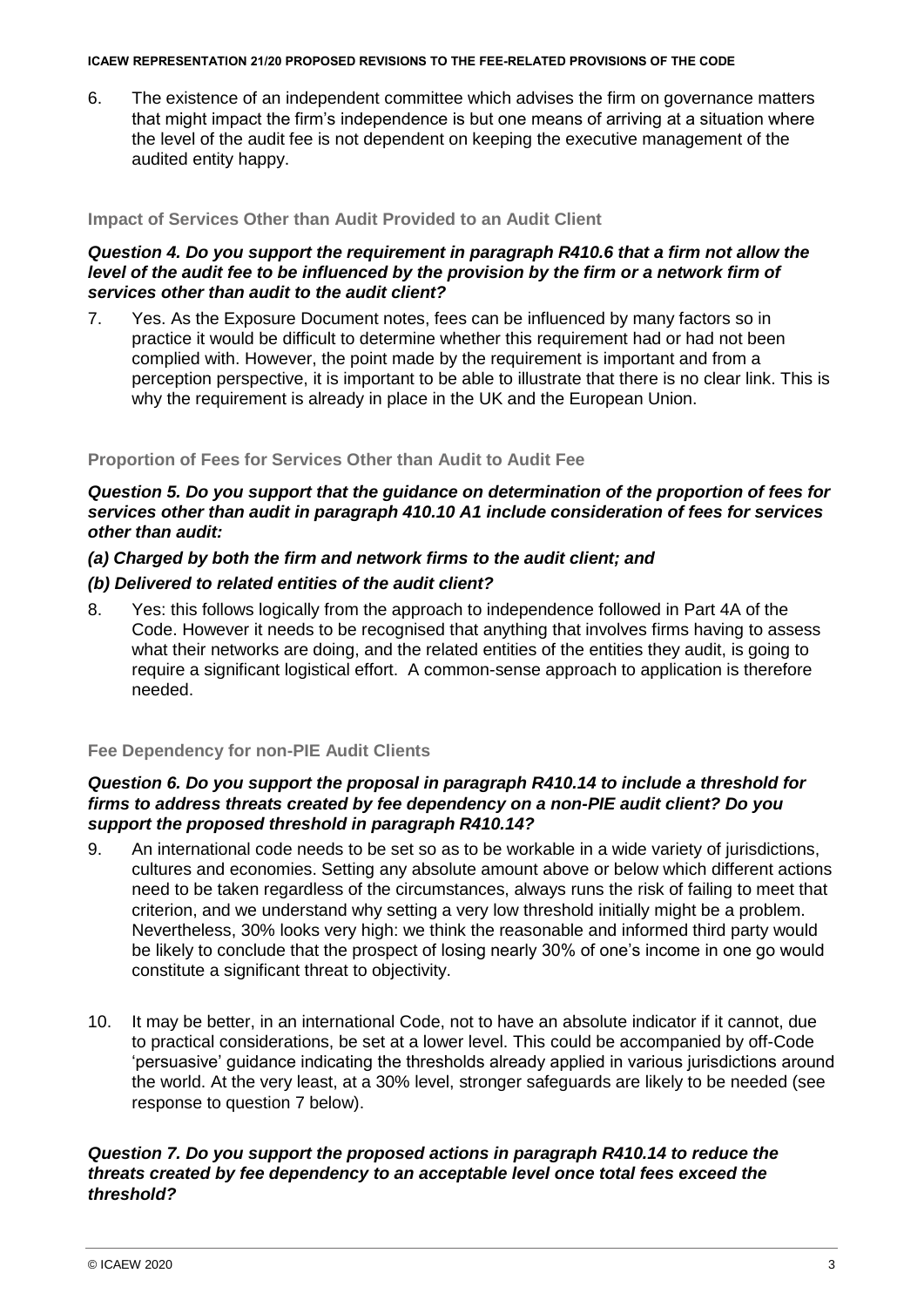6. The existence of an independent committee which advises the firm on governance matters that might impact the firm's independence is but one means of arriving at a situation where the level of the audit fee is not dependent on keeping the executive management of the audited entity happy.

## Impact of Services Other than Audit Provided to an Audit Client

***Question 4. Do you support the requirement in paragraph R410.6 that a firm not allow the level of the audit fee to be influenced by the provision by the firm or a network firm of services other than audit to the audit client?***

7. Yes. As the Exposure Document notes, fees can be influenced by many factors so in practice it would be difficult to determine whether this requirement had or had not been complied with. However, the point made by the requirement is important and from a perception perspective, it is important to be able to illustrate that there is no clear link. This is why the requirement is already in place in the UK and the European Union.

## Proportion of Fees for Services Other than Audit to Audit Fee

***Question 5. Do you support that the guidance on determination of the proportion of fees for services other than audit in paragraph 410.10 A1 include consideration of fees for services other than audit:***

***(a) Charged by both the firm and network firms to the audit client; and***

***(b) Delivered to related entities of the audit client?***

8. Yes: this follows logically from the approach to independence followed in Part 4A of the Code. However it needs to be recognised that anything that involves firms having to assess what their networks are doing, and the related entities of the entities they audit, is going to require a significant logistical effort. A common-sense approach to application is therefore needed.

## Fee Dependency for non-PIE Audit Clients

***Question 6. Do you support the proposal in paragraph R410.14 to include a threshold for firms to address threats created by fee dependency on a non-PIE audit client? Do you support the proposed threshold in paragraph R410.14?***

9. An international code needs to be set so as to be workable in a wide variety of jurisdictions, cultures and economies. Setting any absolute amount above or below which different actions need to be taken regardless of the circumstances, always runs the risk of failing to meet that criterion, and we understand why setting a very low threshold initially might be a problem. Nevertheless, 30% looks very high: we think the reasonable and informed third party would be likely to conclude that the prospect of losing nearly 30% of one's income in one go would constitute a significant threat to objectivity.

10. It may be better, in an international Code, not to have an absolute indicator if it cannot, due to practical considerations, be set at a lower level. This could be accompanied by off-Code 'persuasive' guidance indicating the thresholds already applied in various jurisdictions around the world. At the very least, at a 30% level, stronger safeguards are likely to be needed (see response to question 7 below).

***Question 7. Do you support the proposed actions in paragraph R410.14 to reduce the threats created by fee dependency to an acceptable level once total fees exceed the threshold?***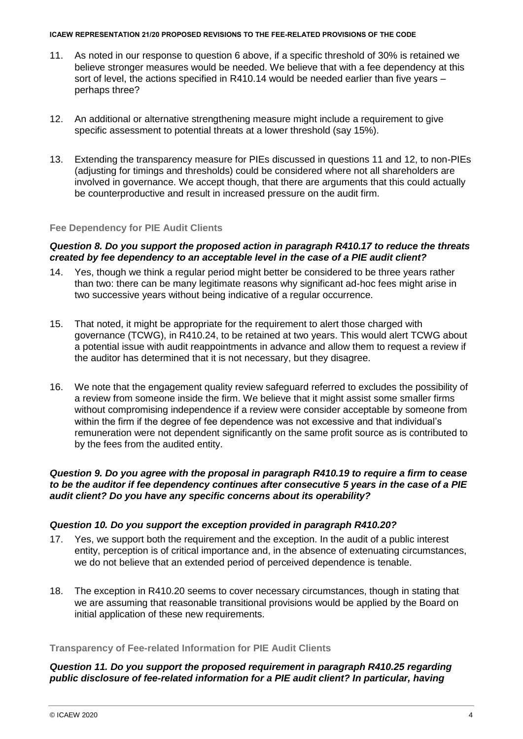11. As noted in our response to question 6 above, if a specific threshold of 30% is retained we believe stronger measures would be needed. We believe that with a fee dependency at this sort of level, the actions specified in R410.14 would be needed earlier than five years – perhaps three?

12. An additional or alternative strengthening measure might include a requirement to give specific assessment to potential threats at a lower threshold (say 15%).

13. Extending the transparency measure for PIEs discussed in questions 11 and 12, to non-PIEs (adjusting for timings and thresholds) could be considered where not all shareholders are involved in governance. We accept though, that there are arguments that this could actually be counterproductive and result in increased pressure on the audit firm.

### Fee Dependency for PIE Audit Clients

***Question 8. Do you support the proposed action in paragraph R410.17 to reduce the threats created by fee dependency to an acceptable level in the case of a PIE audit client?***

14. Yes, though we think a regular period might better be considered to be three years rather than two: there can be many legitimate reasons why significant ad-hoc fees might arise in two successive years without being indicative of a regular occurrence.

15. That noted, it might be appropriate for the requirement to alert those charged with governance (TCWG), in R410.24, to be retained at two years. This would alert TCWG about a potential issue with audit reappointments in advance and allow them to request a review if the auditor has determined that it is not necessary, but they disagree.

16. We note that the engagement quality review safeguard referred to excludes the possibility of a review from someone inside the firm. We believe that it might assist some smaller firms without compromising independence if a review were consider acceptable by someone from within the firm if the degree of fee dependence was not excessive and that individual's remuneration were not dependent significantly on the same profit source as is contributed to by the fees from the audited entity.

***Question 9. Do you agree with the proposal in paragraph R410.19 to require a firm to cease to be the auditor if fee dependency continues after consecutive 5 years in the case of a PIE audit client? Do you have any specific concerns about its operability?***

***Question 10. Do you support the exception provided in paragraph R410.20?***

17. Yes, we support both the requirement and the exception. In the audit of a public interest entity, perception is of critical importance and, in the absence of extenuating circumstances, we do not believe that an extended period of perceived dependence is tenable.

18. The exception in R410.20 seems to cover necessary circumstances, though in stating that we are assuming that reasonable transitional provisions would be applied by the Board on initial application of these new requirements.

### Transparency of Fee-related Information for PIE Audit Clients

***Question 11. Do you support the proposed requirement in paragraph R410.25 regarding public disclosure of fee-related information for a PIE audit client? In particular, having***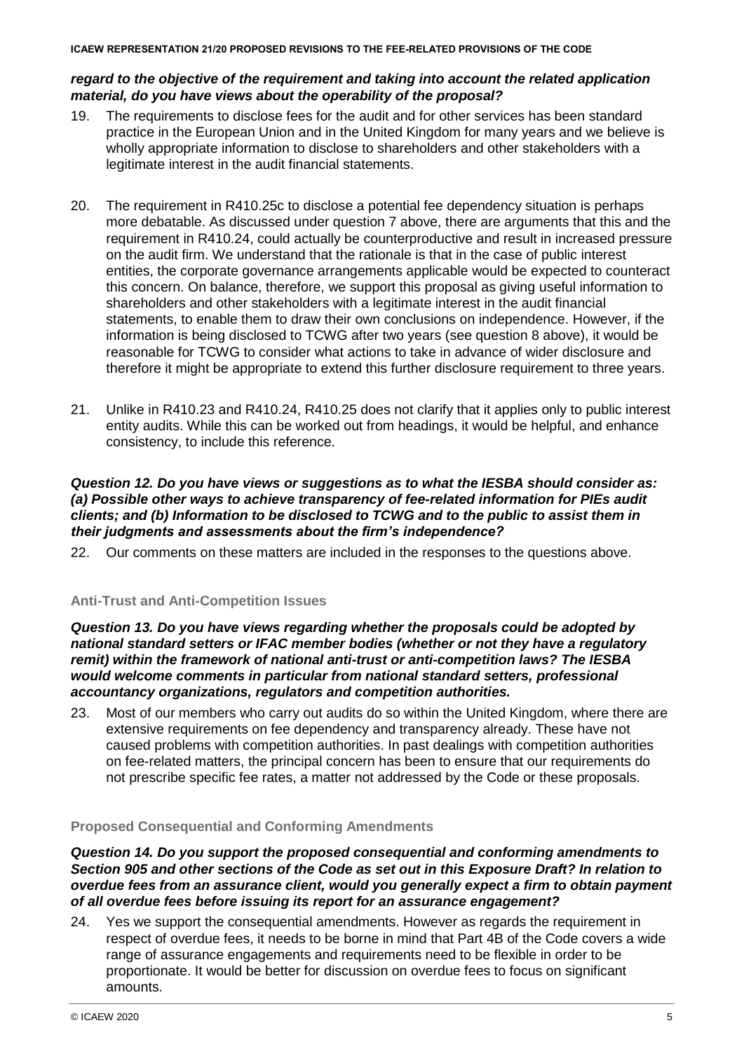***regard to the objective of the requirement and taking into account the related application material, do you have views about the operability of the proposal?***

19. The requirements to disclose fees for the audit and for other services has been standard practice in the European Union and in the United Kingdom for many years and we believe is wholly appropriate information to disclose to shareholders and other stakeholders with a legitimate interest in the audit financial statements.

20. The requirement in R410.25c to disclose a potential fee dependency situation is perhaps more debatable. As discussed under question 7 above, there are arguments that this and the requirement in R410.24, could actually be counterproductive and result in increased pressure on the audit firm. We understand that the rationale is that in the case of public interest entities, the corporate governance arrangements applicable would be expected to counteract this concern. On balance, therefore, we support this proposal as giving useful information to shareholders and other stakeholders with a legitimate interest in the audit financial statements, to enable them to draw their own conclusions on independence. However, if the information is being disclosed to TCWG after two years (see question 8 above), it would be reasonable for TCWG to consider what actions to take in advance of wider disclosure and therefore it might be appropriate to extend this further disclosure requirement to three years.

21. Unlike in R410.23 and R410.24, R410.25 does not clarify that it applies only to public interest entity audits. While this can be worked out from headings, it would be helpful, and enhance consistency, to include this reference.

***Question 12. Do you have views or suggestions as to what the IESBA should consider as: (a) Possible other ways to achieve transparency of fee-related information for PIEs audit clients; and (b) Information to be disclosed to TCWG and to the public to assist them in their judgments and assessments about the firm's independence?***

22. Our comments on these matters are included in the responses to the questions above.

### Anti-Trust and Anti-Competition Issues

***Question 13. Do you have views regarding whether the proposals could be adopted by national standard setters or IFAC member bodies (whether or not they have a regulatory remit) within the framework of national anti-trust or anti-competition laws? The IESBA would welcome comments in particular from national standard setters, professional accountancy organizations, regulators and competition authorities.***

23. Most of our members who carry out audits do so within the United Kingdom, where there are extensive requirements on fee dependency and transparency already. These have not caused problems with competition authorities. In past dealings with competition authorities on fee-related matters, the principal concern has been to ensure that our requirements do not prescribe specific fee rates, a matter not addressed by the Code or these proposals.

### Proposed Consequential and Conforming Amendments

***Question 14. Do you support the proposed consequential and conforming amendments to Section 905 and other sections of the Code as set out in this Exposure Draft? In relation to overdue fees from an assurance client, would you generally expect a firm to obtain payment of all overdue fees before issuing its report for an assurance engagement?***

24. Yes we support the consequential amendments. However as regards the requirement in respect of overdue fees, it needs to be borne in mind that Part 4B of the Code covers a wide range of assurance engagements and requirements need to be flexible in order to be proportionate. It would be better for discussion on overdue fees to focus on significant amounts.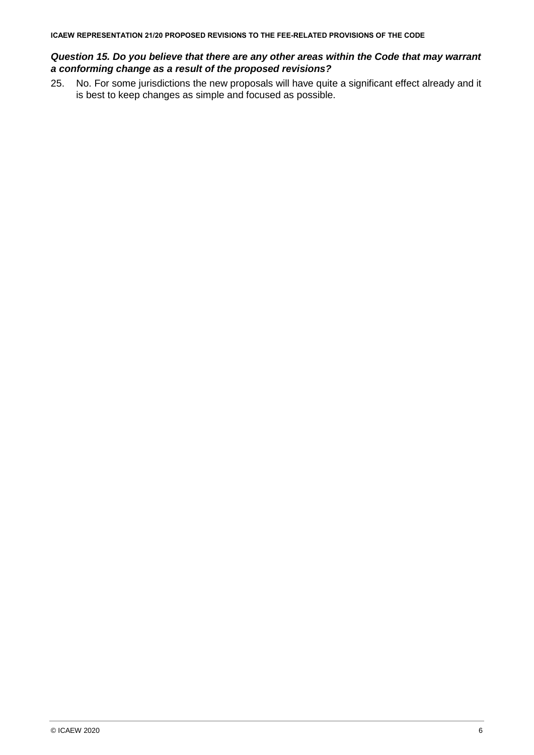***Question 15. Do you believe that there are any other areas within the Code that may warrant a conforming change as a result of the proposed revisions?***

25. No. For some jurisdictions the new proposals will have quite a significant effect already and it is best to keep changes as simple and focused as possible.